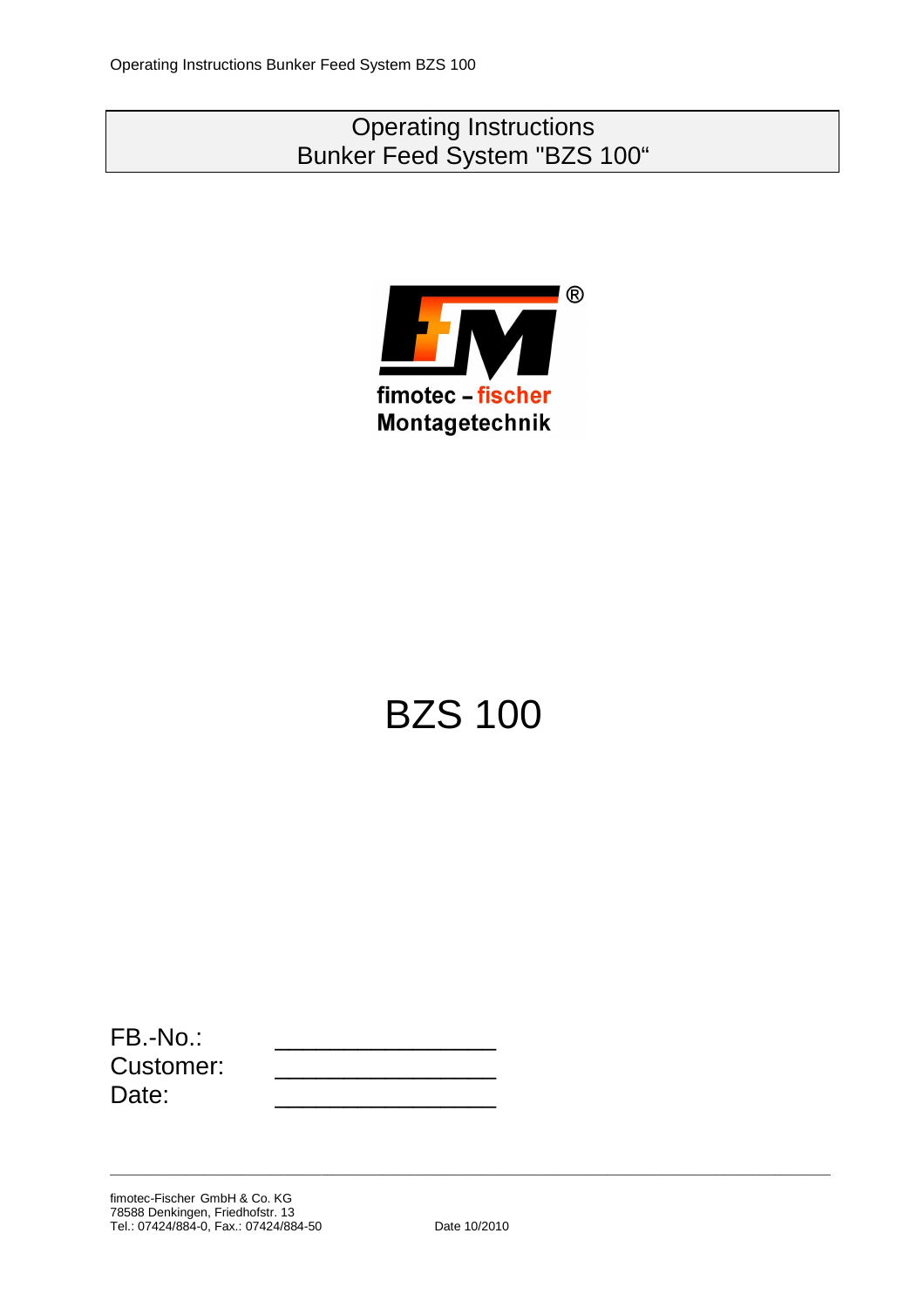# Operating Instructions
# Bunker Feed System "BZS 100"

fimotec – fischer
Montagetechnik

# BZS 100

FB.-No.: ________________

Customer: ________________

Date: ________________

fimotec-Fischer GmbH & Co. KG
78588 Denkingen, Friedhofstr. 13
Tel.: 07424/884-0, Fax.: 07424/884-50

Date 10/2010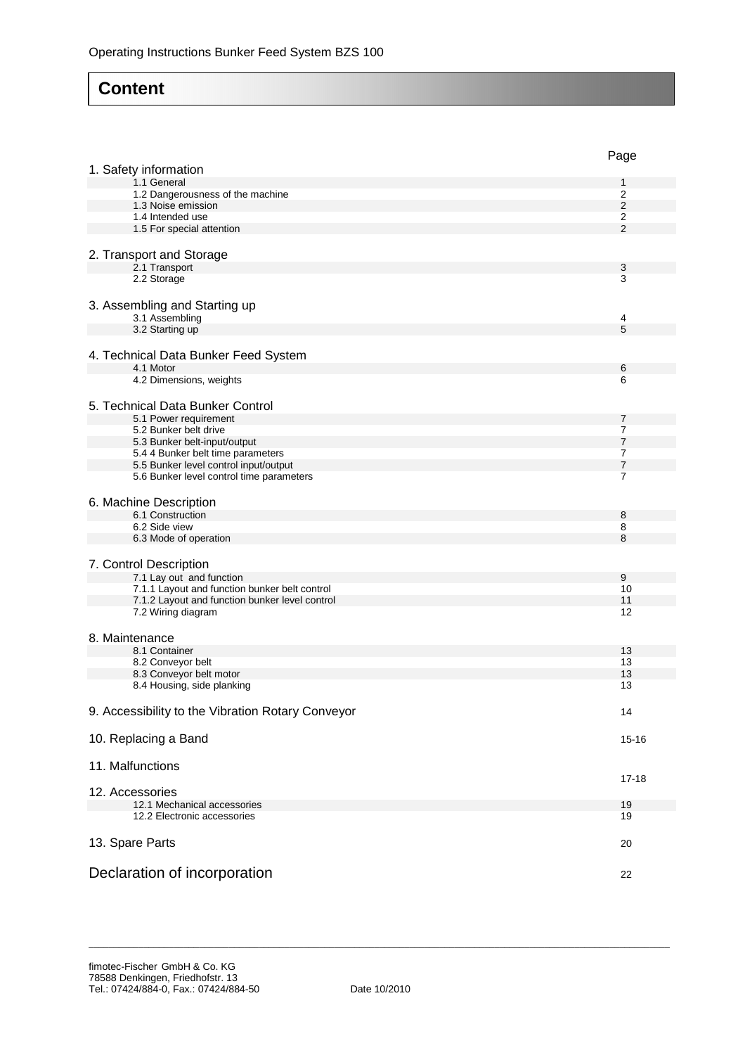# Content

| | Page |
|---|---|
| **1. Safety information** | |
| 1.1 General | 1 |
| 1.2 Dangerousness of the machine | 2 |
| 1.3 Noise emission | 2 |
| 1.4 Intended use | 2 |
| 1.5 For special attention | 2 |
| **2. Transport and Storage** | |
| 2.1 Transport | 3 |
| 2.2 Storage | 3 |
| **3. Assembling and Starting up** | |
| 3.1 Assembling | 4 |
| 3.2 Starting up | 5 |
| **4. Technical Data Bunker Feed System** | |
| 4.1 Motor | 6 |
| 4.2 Dimensions, weights | 6 |
| **5. Technical Data Bunker Control** | |
| 5.1 Power requirement | 7 |
| 5.2 Bunker belt drive | 7 |
| 5.3 Bunker belt-input/output | 7 |
| 5.4 4 Bunker belt time parameters | 7 |
| 5.5 Bunker level control input/output | 7 |
| 5.6 Bunker level control time parameters | 7 |
| **6. Machine Description** | |
| 6.1 Construction | 8 |
| 6.2 Side view | 8 |
| 6.3 Mode of operation | 8 |
| **7. Control Description** | |
| 7.1 Lay out and function | 9 |
| 7.1.1 Layout and function bunker belt control | 10 |
| 7.1.2 Layout and function bunker level control | 11 |
| 7.2 Wiring diagram | 12 |
| **8. Maintenance** | |
| 8.1 Container | 13 |
| 8.2 Conveyor belt | 13 |
| 8.3 Conveyor belt motor | 13 |
| 8.4 Housing, side planking | 13 |
| **9. Accessibility to the Vibration Rotary Conveyor** | 14 |
| **10. Replacing a Band** | 15-16 |
| **11. Malfunctions** | 17-18 |
| **12. Accessories** | |
| 12.1 Mechanical accessories | 19 |
| 12.2 Electronic accessories | 19 |
| **13. Spare Parts** | 20 |
| **Declaration of incorporation** | 22 |

fimotec-Fischer GmbH & Co. KG
78588 Denkingen, Friedhofstr. 13
Tel.: 07424/884-0, Fax.: 07424/884-50 Date 10/2010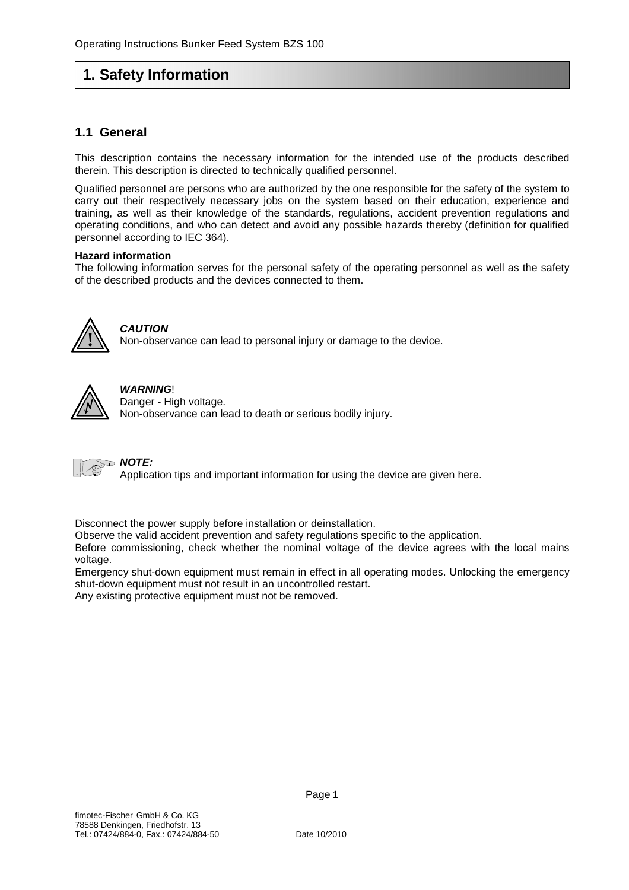# 1. Safety Information

## 1.1 General

This description contains the necessary information for the intended use of the products described therein. This description is directed to technically qualified personnel.

Qualified personnel are persons who are authorized by the one responsible for the safety of the system to carry out their respectively necessary jobs on the system based on their education, experience and training, as well as their knowledge of the standards, regulations, accident prevention regulations and operating conditions, and who can detect and avoid any possible hazards thereby (definition for qualified personnel according to IEC 364).

**Hazard information**
The following information serves for the personal safety of the operating personnel as well as the safety of the described products and the devices connected to them.

***CAUTION***
Non-observance can lead to personal injury or damage to the device.

***WARNING*!**
Danger - High voltage.
Non-observance can lead to death or serious bodily injury.

***NOTE:***
Application tips and important information for using the device are given here.

Disconnect the power supply before installation or deinstallation.
Observe the valid accident prevention and safety regulations specific to the application.
Before commissioning, check whether the nominal voltage of the device agrees with the local mains voltage.
Emergency shut-down equipment must remain in effect in all operating modes. Unlocking the emergency shut-down equipment must not result in an uncontrolled restart.
Any existing protective equipment must not be removed.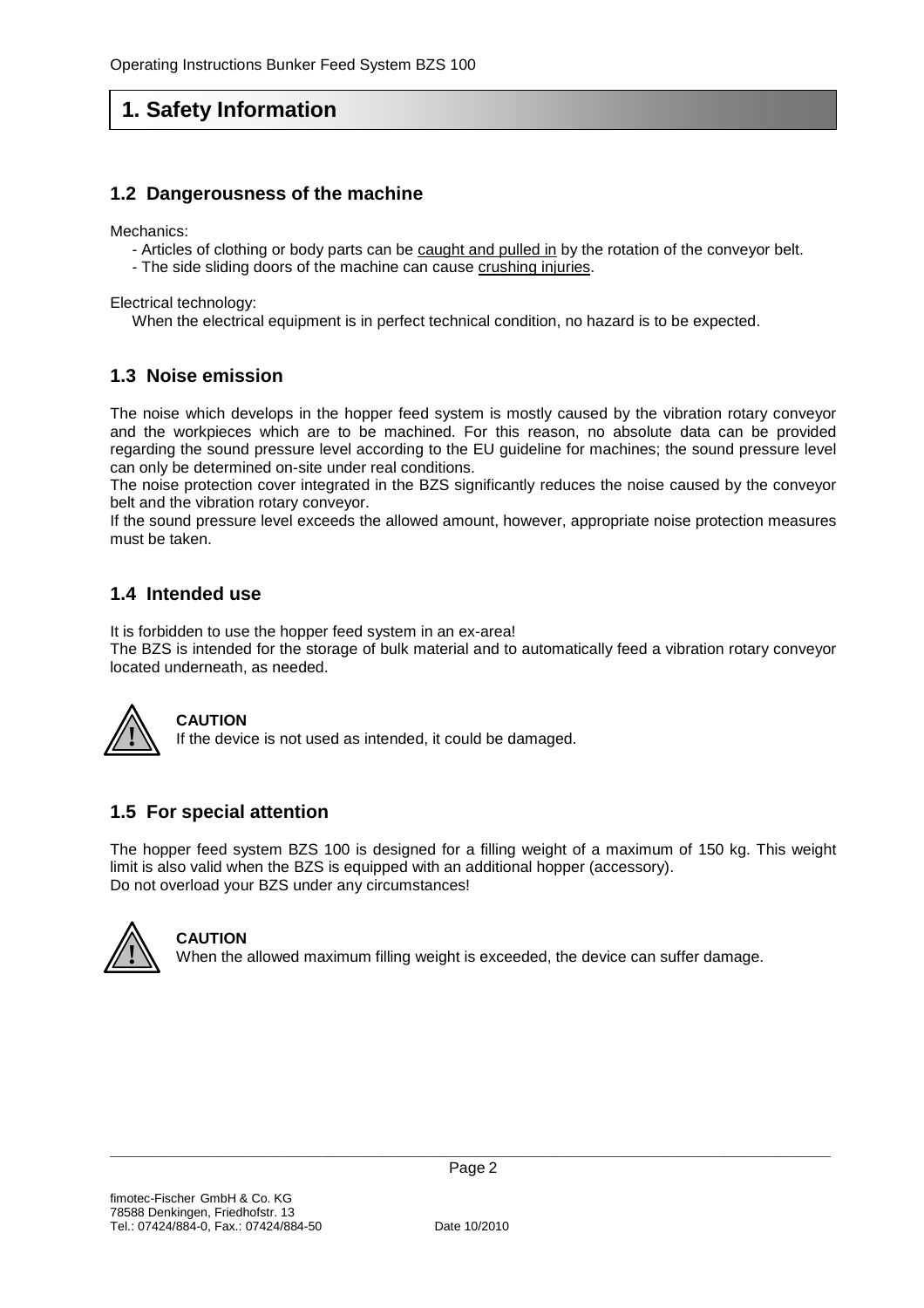# 1. Safety Information

## 1.2 Dangerousness of the machine

Mechanics:

- Articles of clothing or body parts can be caught and pulled in by the rotation of the conveyor belt.
- The side sliding doors of the machine can cause crushing injuries.

Electrical technology:

When the electrical equipment is in perfect technical condition, no hazard is to be expected.

## 1.3 Noise emission

The noise which develops in the hopper feed system is mostly caused by the vibration rotary conveyor and the workpieces which are to be machined. For this reason, no absolute data can be provided regarding the sound pressure level according to the EU guideline for machines; the sound pressure level can only be determined on-site under real conditions.
The noise protection cover integrated in the BZS significantly reduces the noise caused by the conveyor belt and the vibration rotary conveyor.
If the sound pressure level exceeds the allowed amount, however, appropriate noise protection measures must be taken.

## 1.4 Intended use

It is forbidden to use the hopper feed system in an ex-area!
The BZS is intended for the storage of bulk material and to automatically feed a vibration rotary conveyor located underneath, as needed.

**CAUTION**
If the device is not used as intended, it could be damaged.

## 1.5 For special attention

The hopper feed system BZS 100 is designed for a filling weight of a maximum of 150 kg. This weight limit is also valid when the BZS is equipped with an additional hopper (accessory).
Do not overload your BZS under any circumstances!

**CAUTION**
When the allowed maximum filling weight is exceeded, the device can suffer damage.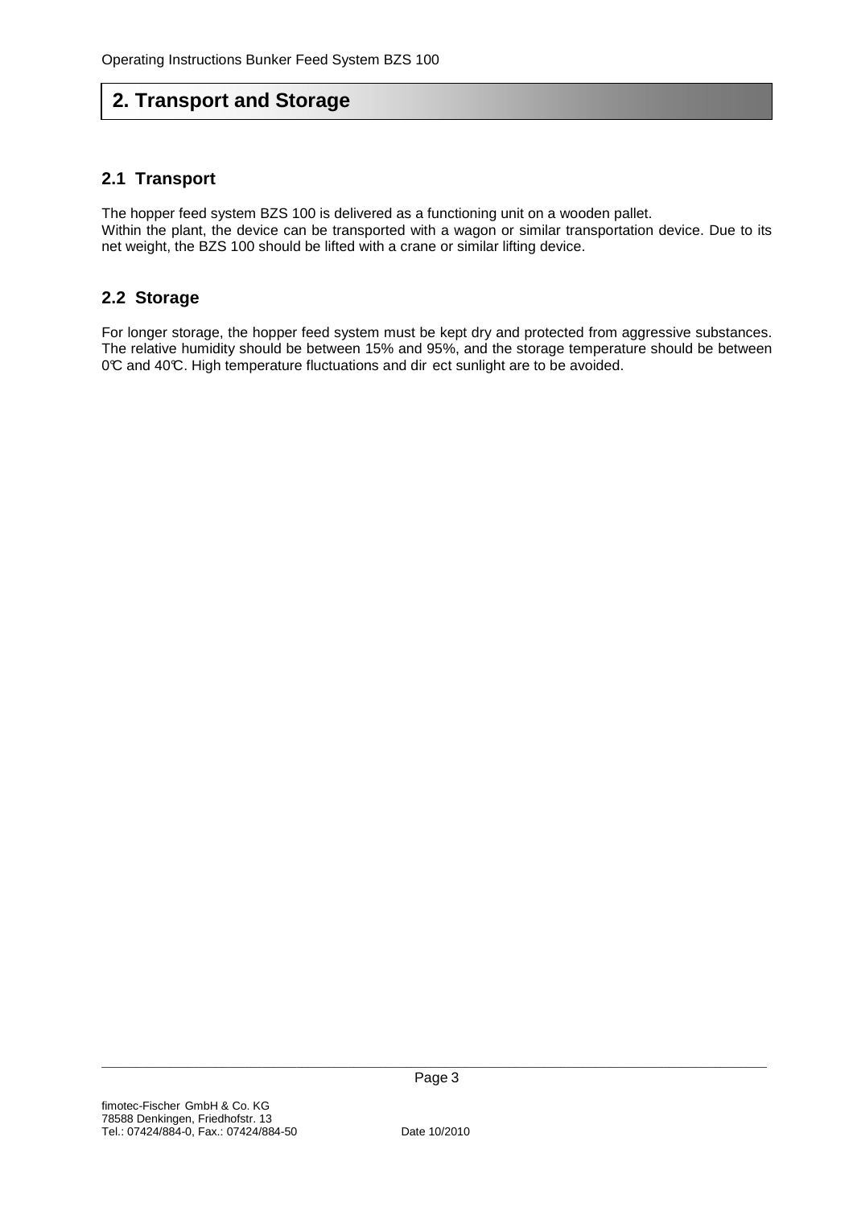## 2. Transport and Storage

### 2.1 Transport

The hopper feed system BZS 100 is delivered as a functioning unit on a wooden pallet.
Within the plant, the device can be transported with a wagon or similar transportation device. Due to its net weight, the BZS 100 should be lifted with a crane or similar lifting device.

### 2.2 Storage

For longer storage, the hopper feed system must be kept dry and protected from aggressive substances. The relative humidity should be between 15% and 95%, and the storage temperature should be between 0℃ and 40℃. High temperature fluctuations and direct sunlight are to be avoided.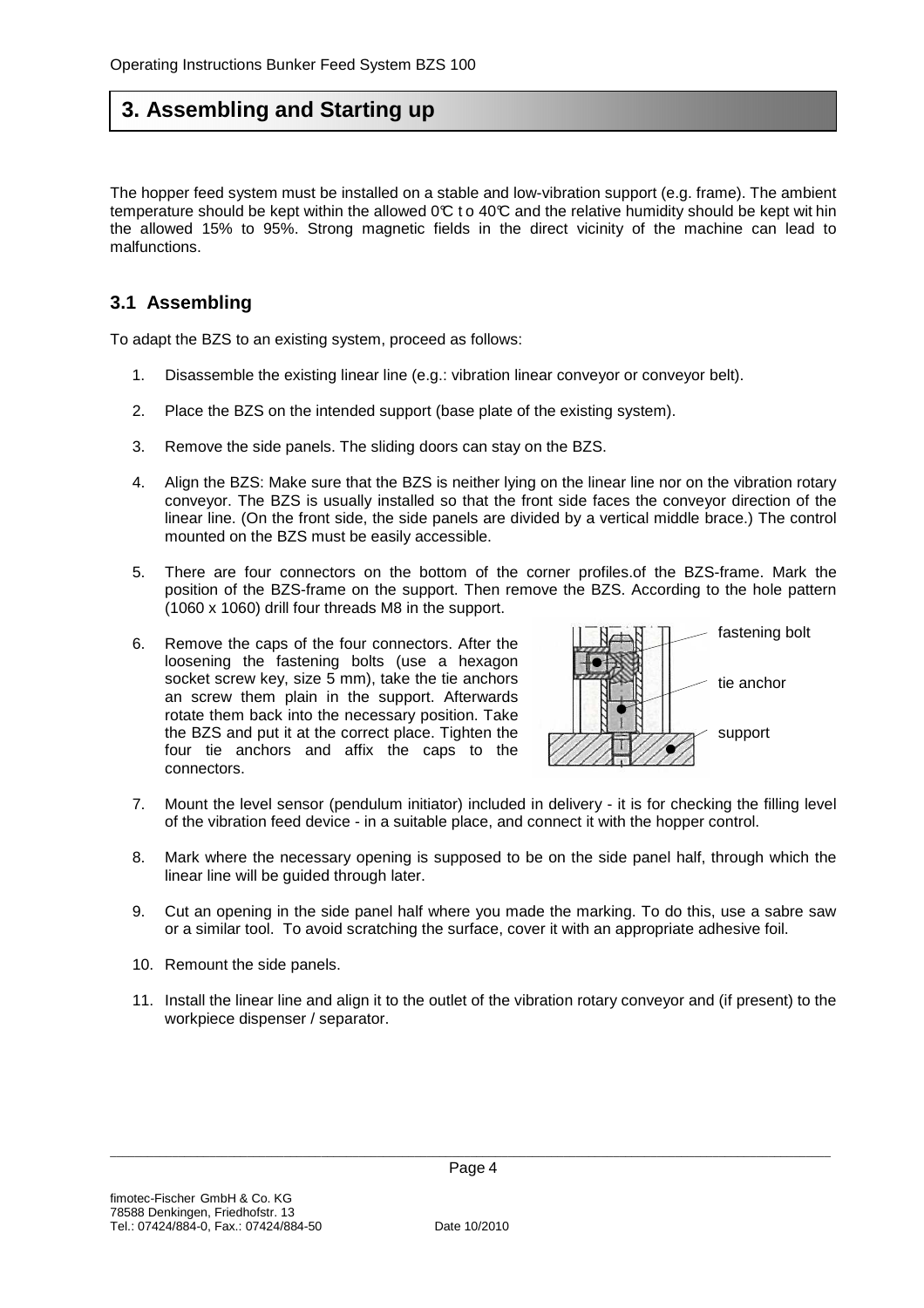# 3. Assembling and Starting up

The hopper feed system must be installed on a stable and low-vibration support (e.g. frame). The ambient temperature should be kept within the allowed 0℃ t o 40℃ and the relative humidity should be kept wit hin the allowed 15% to 95%. Strong magnetic fields in the direct vicinity of the machine can lead to malfunctions.

## 3.1 Assembling

To adapt the BZS to an existing system, proceed as follows:

1. Disassemble the existing linear line (e.g.: vibration linear conveyor or conveyor belt).
2. Place the BZS on the intended support (base plate of the existing system).
3. Remove the side panels. The sliding doors can stay on the BZS.
4. Align the BZS: Make sure that the BZS is neither lying on the linear line nor on the vibration rotary conveyor. The BZS is usually installed so that the front side faces the conveyor direction of the linear line. (On the front side, the side panels are divided by a vertical middle brace.) The control mounted on the BZS must be easily accessible.
5. There are four connectors on the bottom of the corner profiles.of the BZS-frame. Mark the position of the BZS-frame on the support. Then remove the BZS. According to the hole pattern (1060 x 1060) drill four threads M8 in the support.
6. Remove the caps of the four connectors. After the loosening the fastening bolts (use a hexagon socket screw key, size 5 mm), take the tie anchors an screw them plain in the support. Afterwards rotate them back into the necessary position. Take the BZS and put it at the correct place. Tighten the four tie anchors and affix the caps to the connectors.

   fastening bolt

   tie anchor

   support

7. Mount the level sensor (pendulum initiator) included in delivery - it is for checking the filling level of the vibration feed device - in a suitable place, and connect it with the hopper control.
8. Mark where the necessary opening is supposed to be on the side panel half, through which the linear line will be guided through later.
9. Cut an opening in the side panel half where you made the marking. To do this, use a sabre saw or a similar tool. To avoid scratching the surface, cover it with an appropriate adhesive foil.
10. Remount the side panels.
11. Install the linear line and align it to the outlet of the vibration rotary conveyor and (if present) to the workpiece dispenser / separator.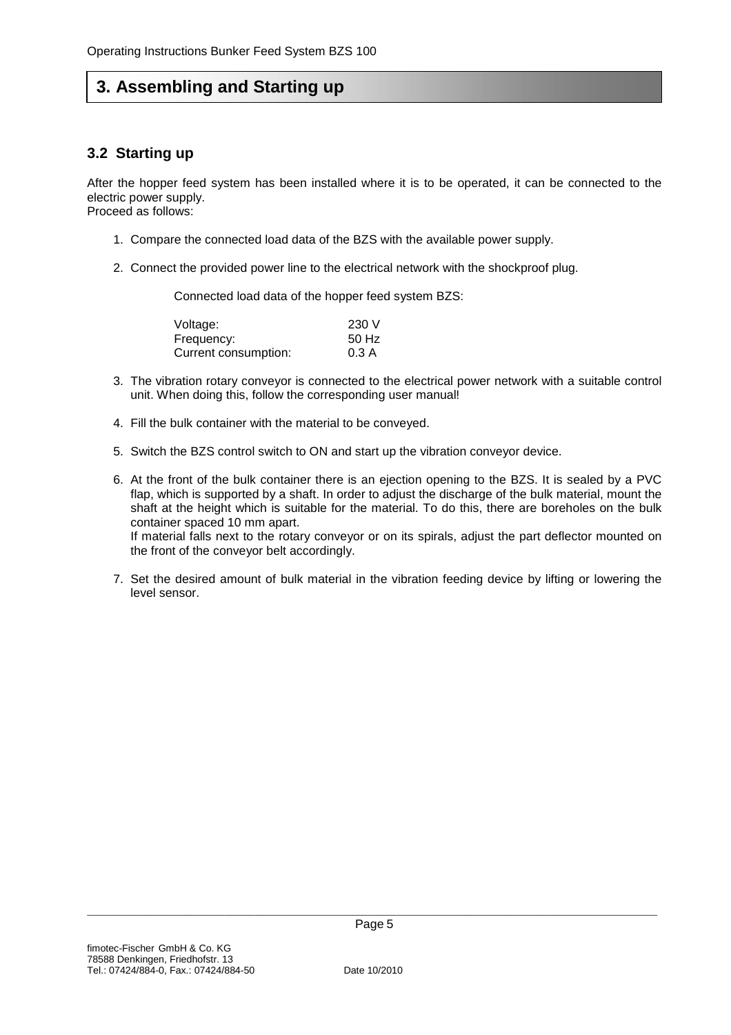# 3. Assembling and Starting up

## 3.2 Starting up

After the hopper feed system has been installed where it is to be operated, it can be connected to the electric power supply.
Proceed as follows:

1. Compare the connected load data of the BZS with the available power supply.

2. Connect the provided power line to the electrical network with the shockproof plug.

   Connected load data of the hopper feed system BZS:

   | | |
   |---|---|
   | Voltage: | 230 V |
   | Frequency: | 50 Hz |
   | Current consumption: | 0.3 A |

3. The vibration rotary conveyor is connected to the electrical power network with a suitable control unit. When doing this, follow the corresponding user manual!

4. Fill the bulk container with the material to be conveyed.

5. Switch the BZS control switch to ON and start up the vibration conveyor device.

6. At the front of the bulk container there is an ejection opening to the BZS. It is sealed by a PVC flap, which is supported by a shaft. In order to adjust the discharge of the bulk material, mount the shaft at the height which is suitable for the material. To do this, there are boreholes on the bulk container spaced 10 mm apart.
   If material falls next to the rotary conveyor or on its spirals, adjust the part deflector mounted on the front of the conveyor belt accordingly.

7. Set the desired amount of bulk material in the vibration feeding device by lifting or lowering the level sensor.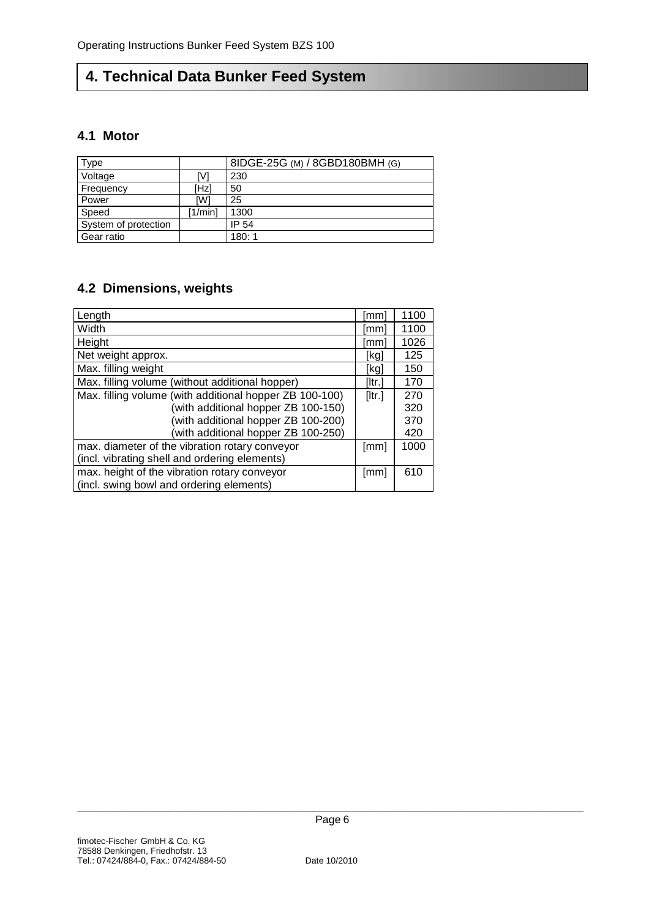# 4. Technical Data Bunker Feed System

## 4.1 Motor

| Type | | 8IDGE-25G (M) / 8GBD180BMH (G) |
|---|---|---|
| Voltage | [V] | 230 |
| Frequency | [Hz] | 50 |
| Power | [W] | 25 |
| Speed | [1/min] | 1300 |
| System of protection | | IP 54 |
| Gear ratio | | 180: 1 |

## 4.2 Dimensions, weights

| Length | [mm] | 1100 |
|---|---|---|
| Width | [mm] | 1100 |
| Height | [mm] | 1026 |
| Net weight approx. | [kg] | 125 |
| Max. filling weight | [kg] | 150 |
| Max. filling volume (without additional hopper) | [ltr.] | 170 |
| Max. filling volume (with additional hopper ZB 100-100) | [ltr.] | 270 |
| (with additional hopper ZB 100-150) | | 320 |
| (with additional hopper ZB 100-200) | | 370 |
| (with additional hopper ZB 100-250) | | 420 |
| max. diameter of the vibration rotary conveyor (incl. vibrating shell and ordering elements) | [mm] | 1000 |
| max. height of the vibration rotary conveyor (incl. swing bowl and ordering elements) | [mm] | 610 |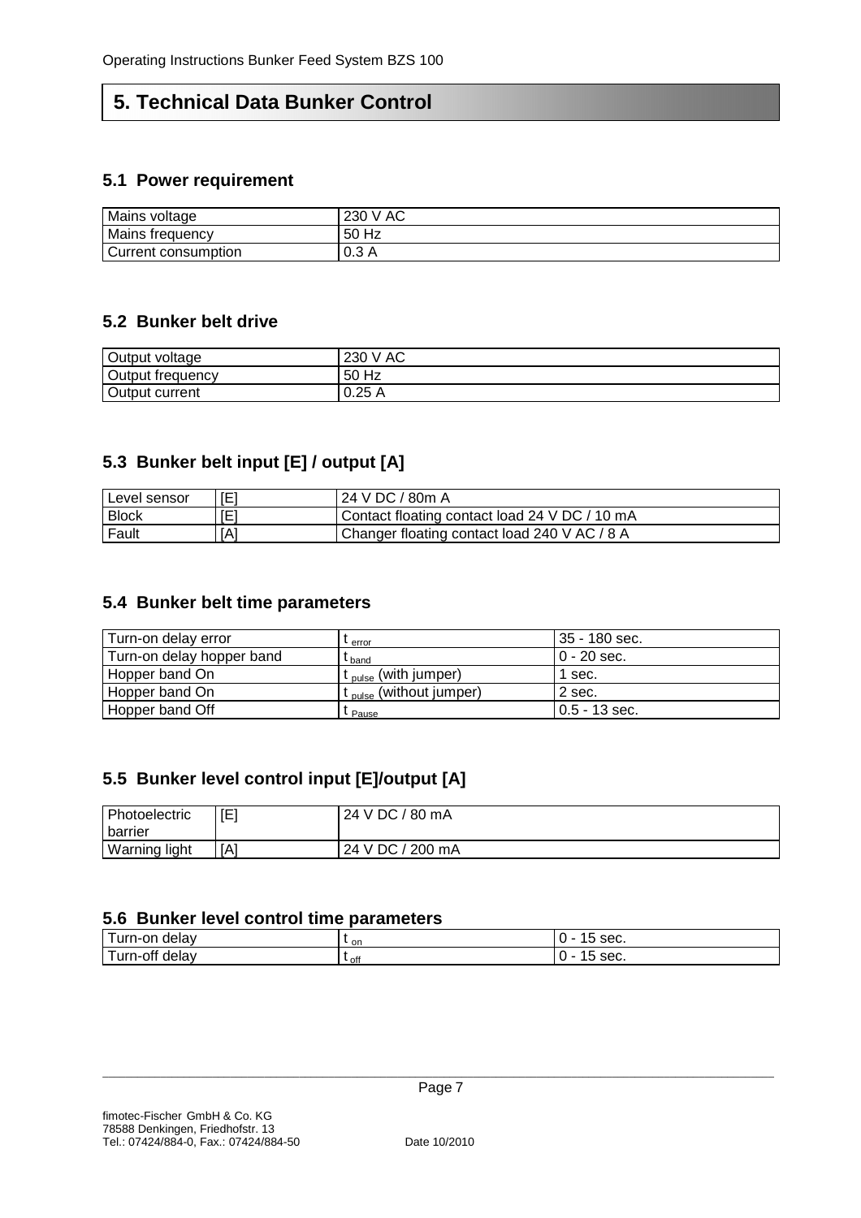# 5. Technical Data Bunker Control

## 5.1 Power requirement

| | |
|---|---|
| Mains voltage | 230 V AC |
| Mains frequency | 50 Hz |
| Current consumption | 0.3 A |

## 5.2 Bunker belt drive

| | |
|---|---|
| Output voltage | 230 V AC |
| Output frequency | 50 Hz |
| Output current | 0.25 A |

## 5.3 Bunker belt input [E] / output [A]

| | | |
|---|---|---|
| Level sensor | [E] | 24 V DC / 80m A |
| Block | [E] | Contact floating contact load 24 V DC / 10 mA |
| Fault | [A] | Changer floating contact load 240 V AC / 8 A |

## 5.4 Bunker belt time parameters

| | | |
|---|---|---|
| Turn-on delay error | $t_{error}$ | 35 - 180 sec. |
| Turn-on delay hopper band | $t_{band}$ | 0 - 20 sec. |
| Hopper band On | $t_{pulse}$ (with jumper) | 1 sec. |
| Hopper band On | $t_{pulse}$ (without jumper) | 2 sec. |
| Hopper band Off | $t_{Pause}$ | 0.5 - 13 sec. |

## 5.5 Bunker level control input [E]/output [A]

| | | |
|---|---|---|
| Photoelectric barrier | [E] | 24 V DC / 80 mA |
| Warning light | [A] | 24 V DC / 200 mA |

## 5.6 Bunker level control time parameters

| | | |
|---|---|---|
| Turn-on delay | $t_{on}$ | 0 - 15 sec. |
| Turn-off delay | $t_{off}$ | 0 - 15 sec. |

fimotec-Fischer GmbH & Co. KG
78588 Denkingen, Friedhofstr. 13
Tel.: 07424/884-0, Fax.: 07424/884-50

Date 10/2010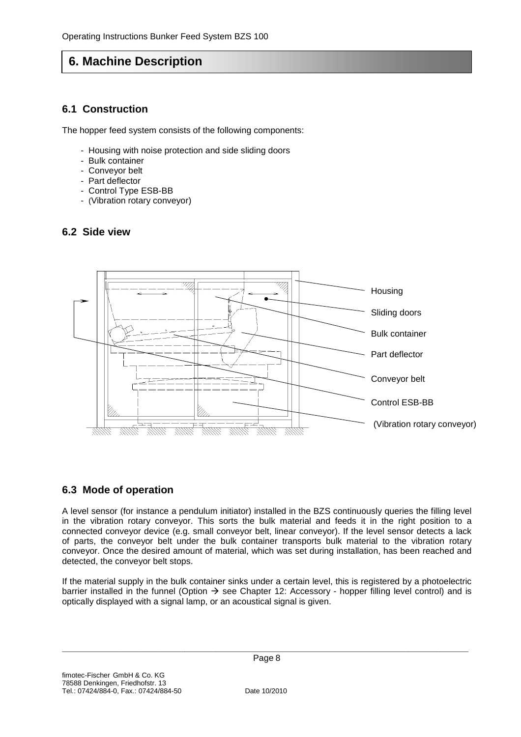# 6. Machine Description

## 6.1 Construction

The hopper feed system consists of the following components:

- Housing with noise protection and side sliding doors
- Bulk container
- Conveyor belt
- Part deflector
- Control Type ESB-BB
- (Vibration rotary conveyor)

## 6.2 Side view

Housing

Sliding doors

Bulk container

Part deflector

Conveyor belt

Control ESB-BB

(Vibration rotary conveyor)

## 6.3 Mode of operation

A level sensor (for instance a pendulum initiator) installed in the BZS continuously queries the filling level in the vibration rotary conveyor. This sorts the bulk material and feeds it in the right position to a connected conveyor device (e.g. small conveyor belt, linear conveyor). If the level sensor detects a lack of parts, the conveyor belt under the bulk container transports bulk material to the vibration rotary conveyor. Once the desired amount of material, which was set during installation, has been reached and detected, the conveyor belt stops.

If the material supply in the bulk container sinks under a certain level, this is registered by a photoelectric barrier installed in the funnel (Option → see Chapter 12: Accessory - hopper filling level control) and is optically displayed with a signal lamp, or an acoustical signal is given.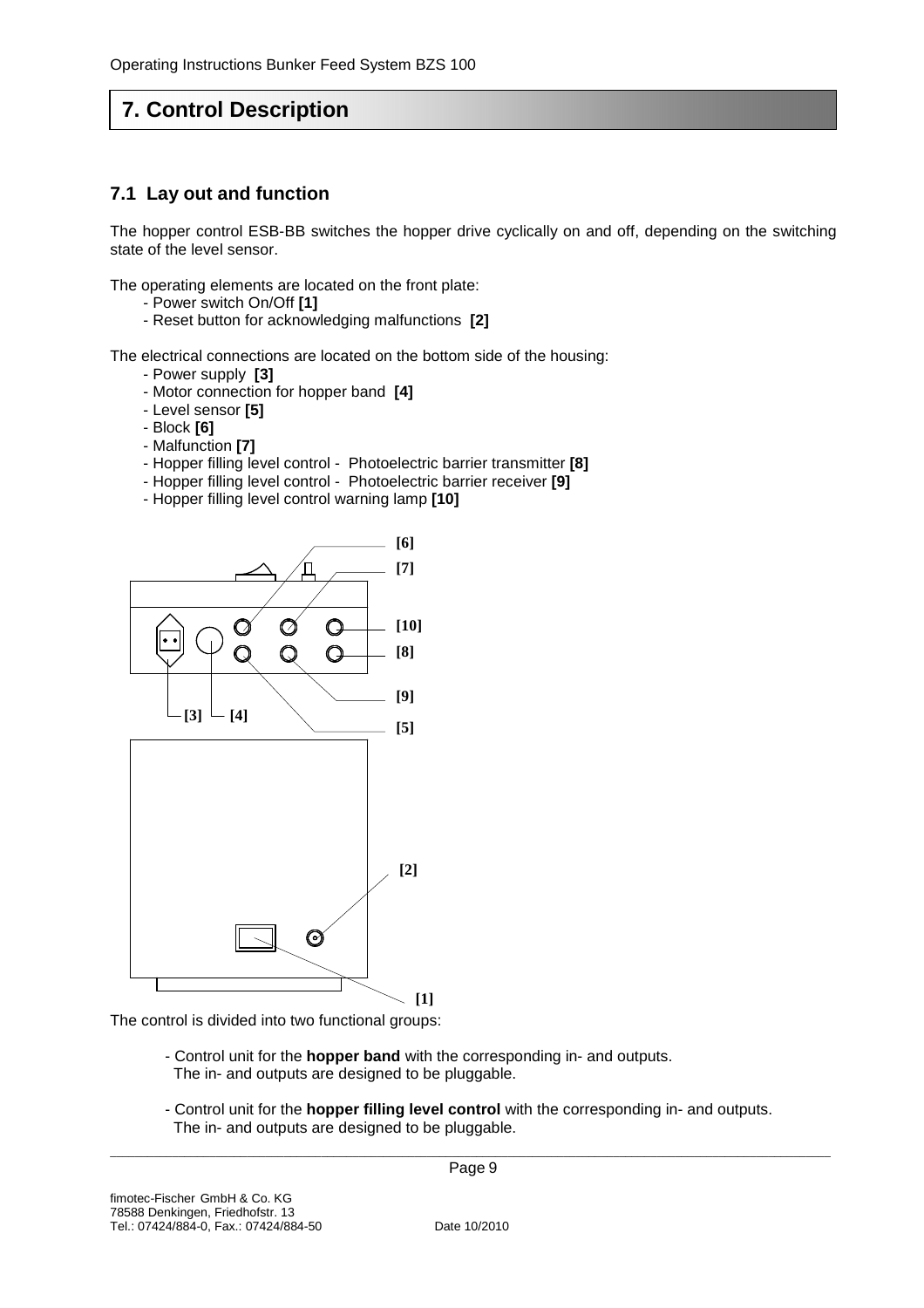# 7. Control Description

## 7.1 Lay out and function

The hopper control ESB-BB switches the hopper drive cyclically on and off, depending on the switching state of the level sensor.

The operating elements are located on the front plate:

- Power switch On/Off **[1]**
- Reset button for acknowledging malfunctions **[2]**

The electrical connections are located on the bottom side of the housing:

- Power supply **[3]**
- Motor connection for hopper band **[4]**
- Level sensor **[5]**
- Block **[6]**
- Malfunction **[7]**
- Hopper filling level control - Photoelectric barrier transmitter **[8]**
- Hopper filling level control - Photoelectric barrier receiver **[9]**
- Hopper filling level control warning lamp **[10]**

[6] [7] [10] [8] [9] [3] [4] [5] [2] [1]

The control is divided into two functional groups:

- Control unit for the **hopper band** with the corresponding in- and outputs. The in- and outputs are designed to be pluggable.
- Control unit for the **hopper filling level control** with the corresponding in- and outputs. The in- and outputs are designed to be pluggable.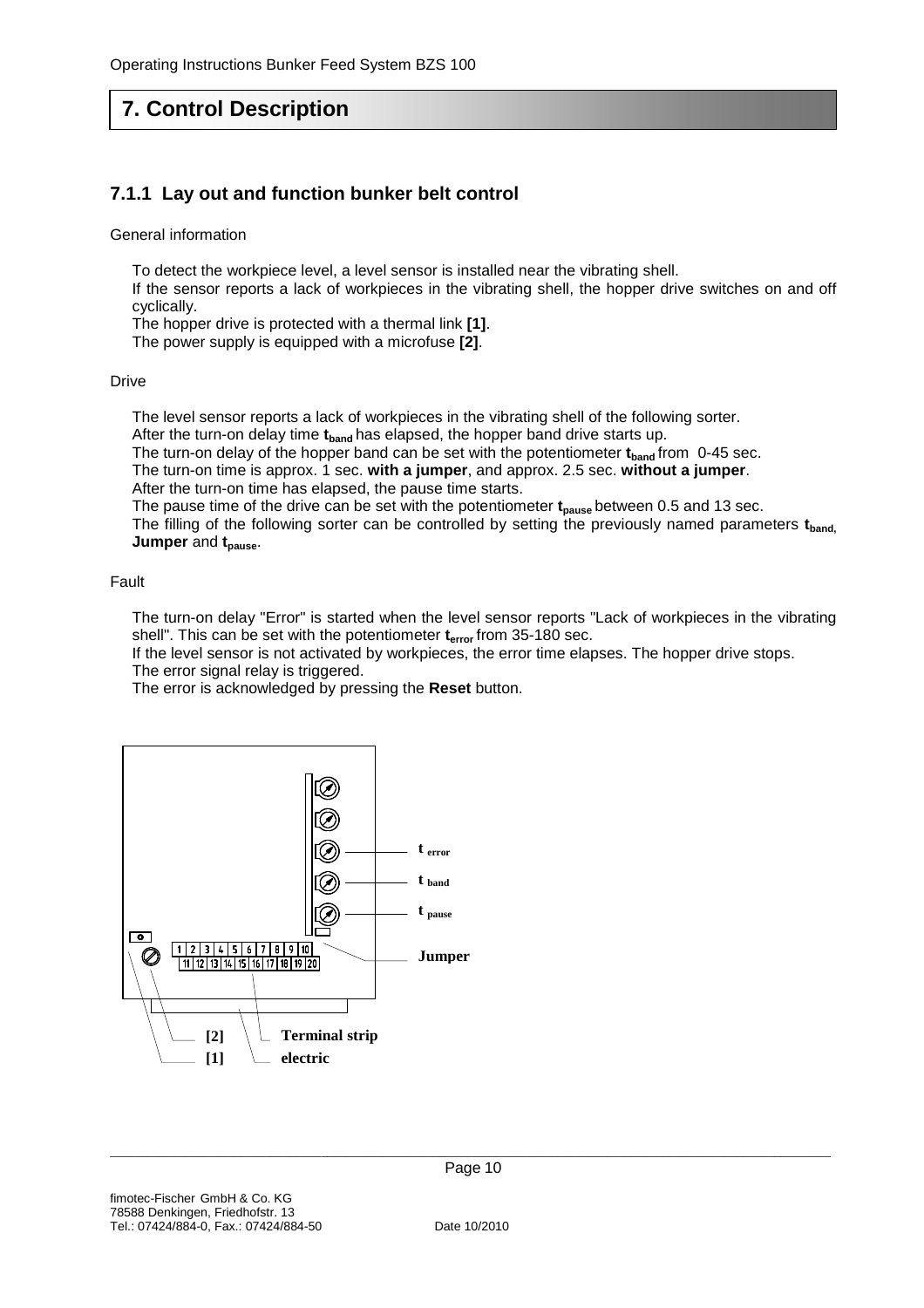# 7. Control Description

## 7.1.1 Lay out and function bunker belt control

General information

To detect the workpiece level, a level sensor is installed near the vibrating shell.
If the sensor reports a lack of workpieces in the vibrating shell, the hopper drive switches on and off cyclically.
The hopper drive is protected with a thermal link **[1]**.
The power supply is equipped with a microfuse **[2]**.

Drive

The level sensor reports a lack of workpieces in the vibrating shell of the following sorter.
After the turn-on delay time $t_{band}$ has elapsed, the hopper band drive starts up.
The turn-on delay of the hopper band can be set with the potentiometer $t_{band}$ from 0-45 sec.
The turn-on time is approx. 1 sec. **with a jumper**, and approx. 2.5 sec. **without a jumper**.
After the turn-on time has elapsed, the pause time starts.
The pause time of the drive can be set with the potentiometer $t_{pause}$ between 0.5 and 13 sec.
The filling of the following sorter can be controlled by setting the previously named parameters $t_{band}$, **Jumper** and $t_{pause}$.

Fault

The turn-on delay "Error" is started when the level sensor reports "Lack of workpieces in the vibrating shell". This can be set with the potentiometer $t_{error}$ from 35-180 sec.
If the level sensor is not activated by workpieces, the error time elapses. The hopper drive stops.
The error signal relay is triggered.
The error is acknowledged by pressing the **Reset** button.

t error

t band

t pause

Jumper

1 2 3 4 5 6 7 8 9 10
11 12 13 14 15 16 17 18 19 20

[2] Terminal strip
[1] electric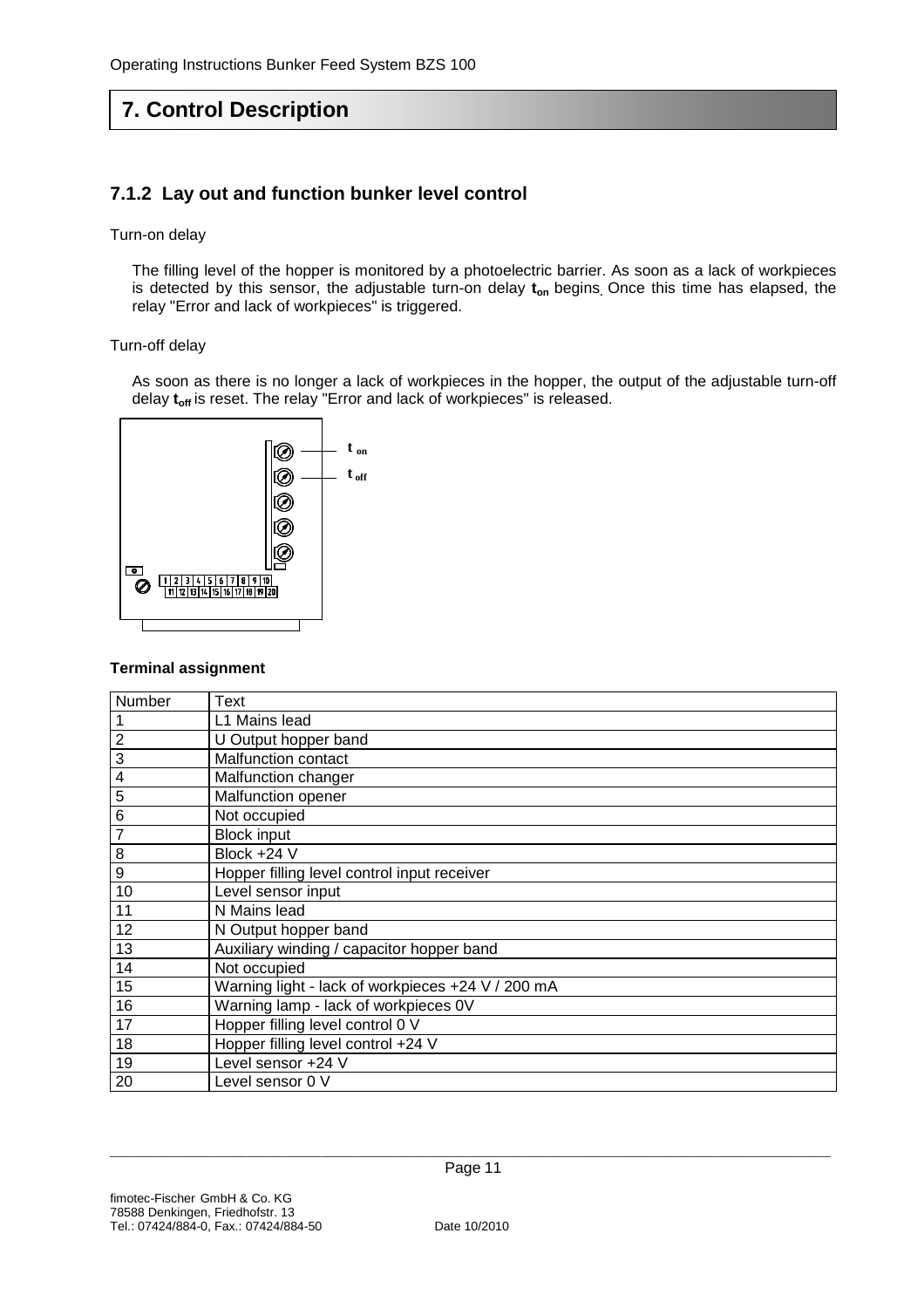# 7. Control Description

## 7.1.2 Lay out and function bunker level control

Turn-on delay

The filling level of the hopper is monitored by a photoelectric barrier. As soon as a lack of workpieces is detected by this sensor, the adjustable turn-on delay $t_{on}$ begins. Once this time has elapsed, the relay "Error and lack of workpieces" is triggered.

Turn-off delay

As soon as there is no longer a lack of workpieces in the hopper, the output of the adjustable turn-off delay $t_{off}$ is reset. The relay "Error and lack of workpieces" is released.

$t_{on}$

$t_{off}$

1 2 3 4 5 6 7 8 9 10
11 12 13 14 15 16 17 18 19 20

**Terminal assignment**

| Number | Text |
|---|---|
| 1 | L1 Mains lead |
| 2 | U Output hopper band |
| 3 | Malfunction contact |
| 4 | Malfunction changer |
| 5 | Malfunction opener |
| 6 | Not occupied |
| 7 | Block input |
| 8 | Block +24 V |
| 9 | Hopper filling level control input receiver |
| 10 | Level sensor input |
| 11 | N Mains lead |
| 12 | N Output hopper band |
| 13 | Auxiliary winding / capacitor hopper band |
| 14 | Not occupied |
| 15 | Warning light - lack of workpieces +24 V / 200 mA |
| 16 | Warning lamp - lack of workpieces 0V |
| 17 | Hopper filling level control 0 V |
| 18 | Hopper filling level control +24 V |
| 19 | Level sensor +24 V |
| 20 | Level sensor 0 V |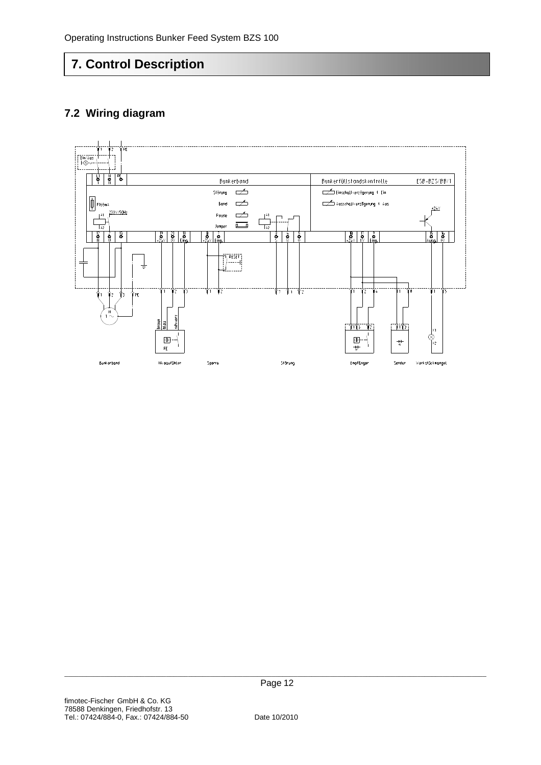# 7. Control Description

## 7.2 Wiring diagram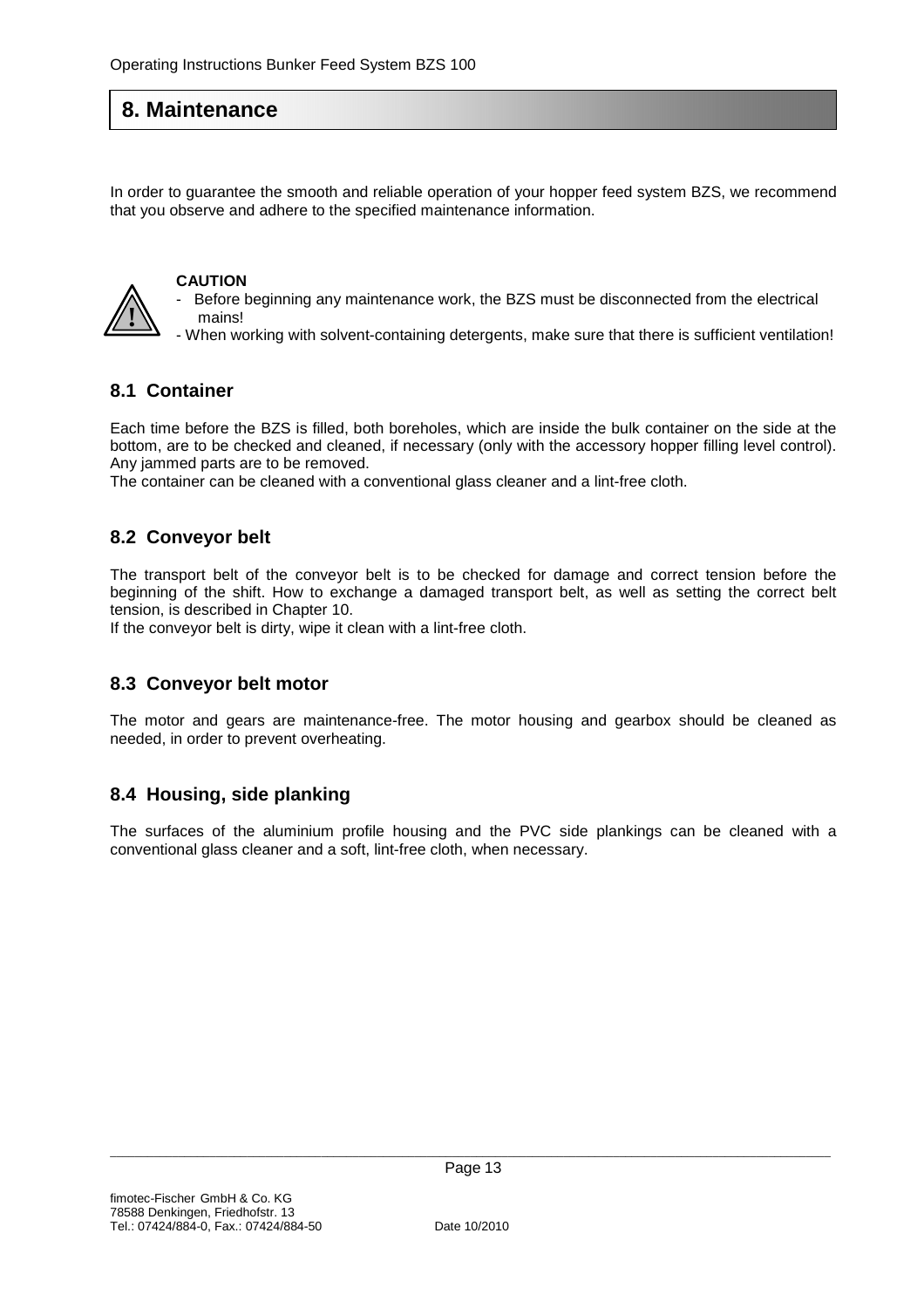# 8. Maintenance

In order to guarantee the smooth and reliable operation of your hopper feed system BZS, we recommend that you observe and adhere to the specified maintenance information.

**CAUTION**

- Before beginning any maintenance work, the BZS must be disconnected from the electrical mains!
- When working with solvent-containing detergents, make sure that there is sufficient ventilation!

## 8.1 Container

Each time before the BZS is filled, both boreholes, which are inside the bulk container on the side at the bottom, are to be checked and cleaned, if necessary (only with the accessory hopper filling level control). Any jammed parts are to be removed.

The container can be cleaned with a conventional glass cleaner and a lint-free cloth.

## 8.2 Conveyor belt

The transport belt of the conveyor belt is to be checked for damage and correct tension before the beginning of the shift. How to exchange a damaged transport belt, as well as setting the correct belt tension, is described in Chapter 10.

If the conveyor belt is dirty, wipe it clean with a lint-free cloth.

## 8.3 Conveyor belt motor

The motor and gears are maintenance-free. The motor housing and gearbox should be cleaned as needed, in order to prevent overheating.

## 8.4 Housing, side planking

The surfaces of the aluminium profile housing and the PVC side plankings can be cleaned with a conventional glass cleaner and a soft, lint-free cloth, when necessary.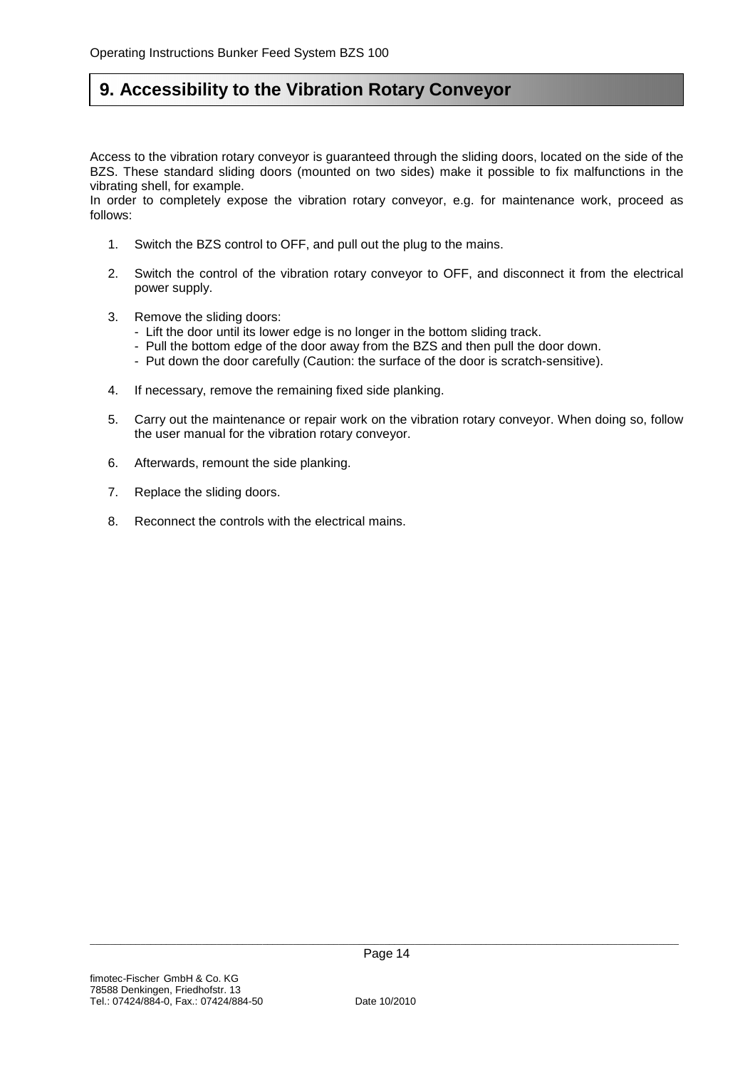# 9. Accessibility to the Vibration Rotary Conveyor

Access to the vibration rotary conveyor is guaranteed through the sliding doors, located on the side of the BZS. These standard sliding doors (mounted on two sides) make it possible to fix malfunctions in the vibrating shell, for example.
In order to completely expose the vibration rotary conveyor, e.g. for maintenance work, proceed as follows:

1. Switch the BZS control to OFF, and pull out the plug to the mains.
2. Switch the control of the vibration rotary conveyor to OFF, and disconnect it from the electrical power supply.
3. Remove the sliding doors:
   - Lift the door until its lower edge is no longer in the bottom sliding track.
   - Pull the bottom edge of the door away from the BZS and then pull the door down.
   - Put down the door carefully (Caution: the surface of the door is scratch-sensitive).
4. If necessary, remove the remaining fixed side planking.
5. Carry out the maintenance or repair work on the vibration rotary conveyor. When doing so, follow the user manual for the vibration rotary conveyor.
6. Afterwards, remount the side planking.
7. Replace the sliding doors.
8. Reconnect the controls with the electrical mains.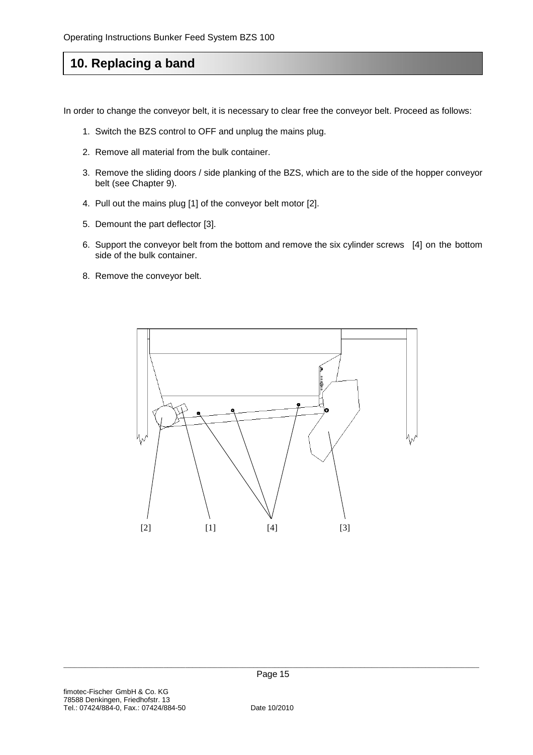# 10. Replacing a band

In order to change the conveyor belt, it is necessary to clear free the conveyor belt. Proceed as follows:

1. Switch the BZS control to OFF and unplug the mains plug.
2. Remove all material from the bulk container.
3. Remove the sliding doors / side planking of the BZS, which are to the side of the hopper conveyor belt (see Chapter 9).
4. Pull out the mains plug [1] of the conveyor belt motor [2].
5. Demount the part deflector [3].
6. Support the conveyor belt from the bottom and remove the six cylinder screws [4] on the bottom side of the bulk container.

8. Remove the conveyor belt.

[2] [1] [4] [3]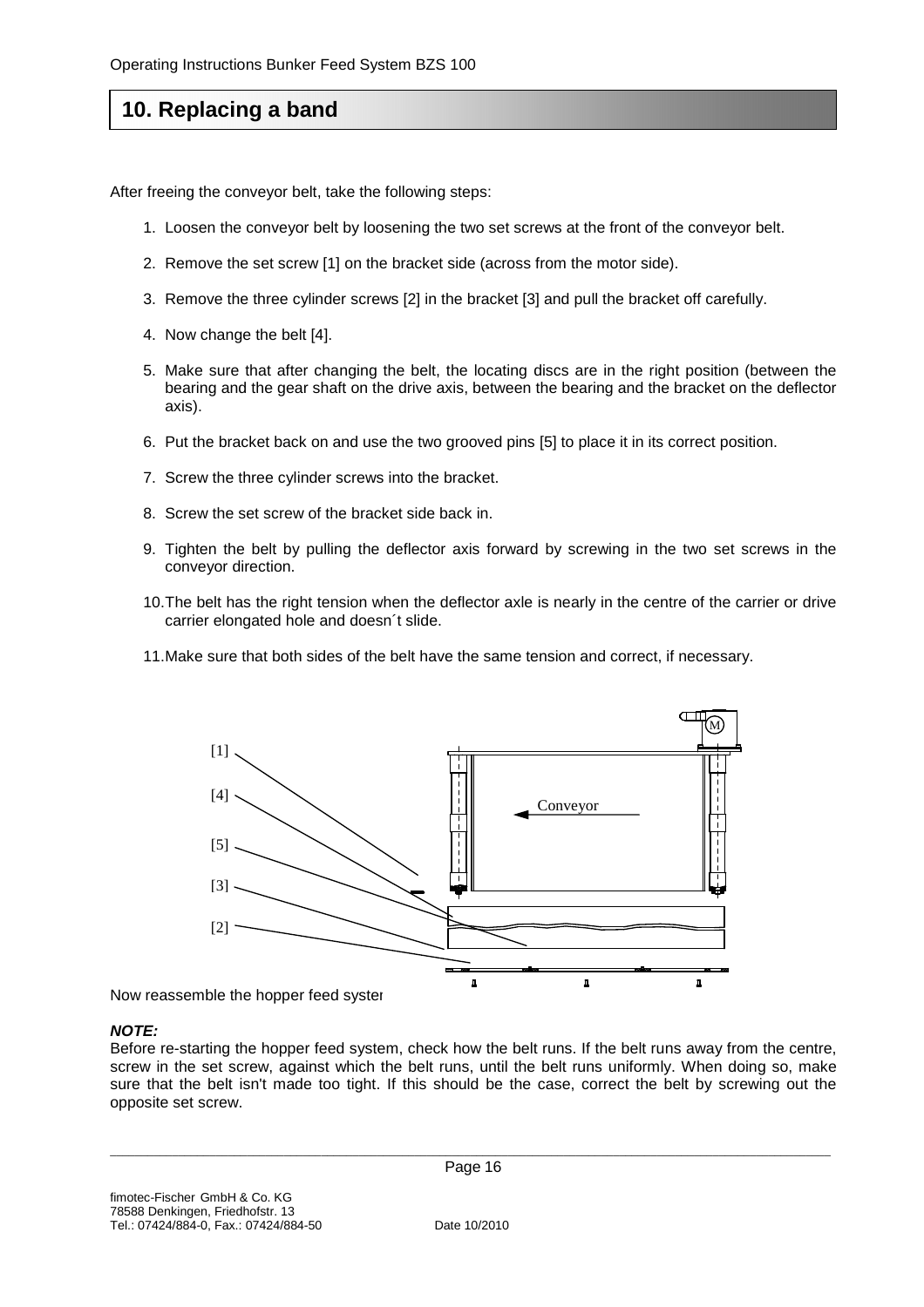## 10. Replacing a band

After freeing the conveyor belt, take the following steps:

1. Loosen the conveyor belt by loosening the two set screws at the front of the conveyor belt.
2. Remove the set screw [1] on the bracket side (across from the motor side).
3. Remove the three cylinder screws [2] in the bracket [3] and pull the bracket off carefully.
4. Now change the belt [4].
5. Make sure that after changing the belt, the locating discs are in the right position (between the bearing and the gear shaft on the drive axis, between the bearing and the bracket on the deflector axis).
6. Put the bracket back on and use the two grooved pins [5] to place it in its correct position.
7. Screw the three cylinder screws into the bracket.
8. Screw the set screw of the bracket side back in.
9. Tighten the belt by pulling the deflector axis forward by screwing in the two set screws in the conveyor direction.
10. The belt has the right tension when the deflector axle is nearly in the centre of the carrier or drive carrier elongated hole and doesn´t slide.
11. Make sure that both sides of the belt have the same tension and correct, if necessary.

Now reassemble the hopper feed syster

***NOTE:***
Before re-starting the hopper feed system, check how the belt runs. If the belt runs away from the centre, screw in the set screw, against which the belt runs, until the belt runs uniformly. When doing so, make sure that the belt isn't made too tight. If this should be the case, correct the belt by screwing out the opposite set screw.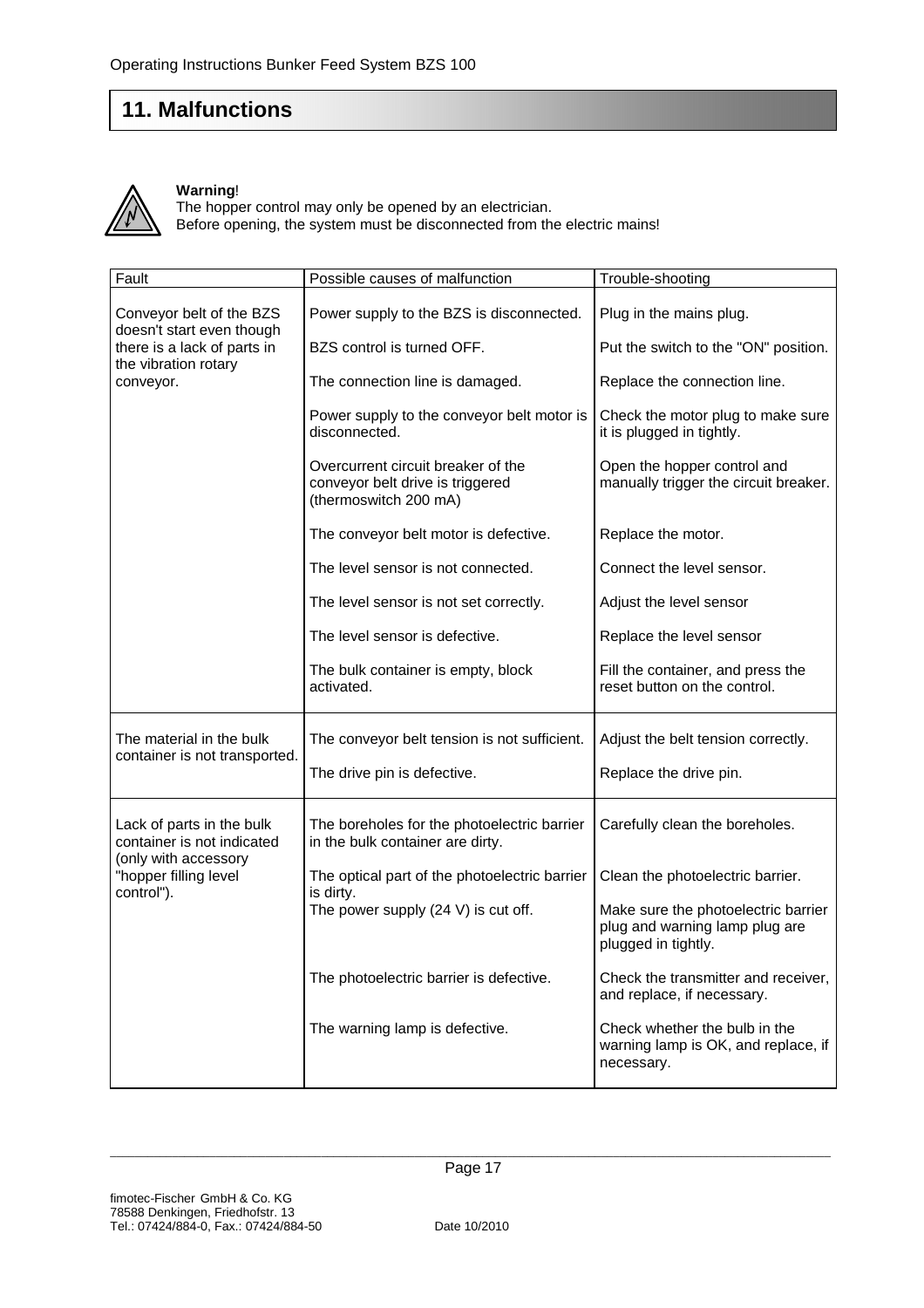# 11. Malfunctions

**Warning**!
The hopper control may only be opened by an electrician.
Before opening, the system must be disconnected from the electric mains!

| Fault | Possible causes of malfunction | Trouble-shooting |
|---|---|---|
| Conveyor belt of the BZS doesn't start even though there is a lack of parts in the vibration rotary conveyor. | Power supply to the BZS is disconnected. | Plug in the mains plug. |
| | BZS control is turned OFF. | Put the switch to the "ON" position. |
| | The connection line is damaged. | Replace the connection line. |
| | Power supply to the conveyor belt motor is disconnected. | Check the motor plug to make sure it is plugged in tightly. |
| | Overcurrent circuit breaker of the conveyor belt drive is triggered (thermoswitch 200 mA) | Open the hopper control and manually trigger the circuit breaker. |
| | The conveyor belt motor is defective. | Replace the motor. |
| | The level sensor is not connected. | Connect the level sensor. |
| | The level sensor is not set correctly. | Adjust the level sensor |
| | The level sensor is defective. | Replace the level sensor |
| | The bulk container is empty, block activated. | Fill the container, and press the reset button on the control. |
| The material in the bulk container is not transported. | The conveyor belt tension is not sufficient. | Adjust the belt tension correctly. |
| | The drive pin is defective. | Replace the drive pin. |
| Lack of parts in the bulk container is not indicated (only with accessory "hopper filling level control"). | The boreholes for the photoelectric barrier in the bulk container are dirty. | Carefully clean the boreholes. |
| | The optical part of the photoelectric barrier is dirty. | Clean the photoelectric barrier. |
| | The power supply (24 V) is cut off. | Make sure the photoelectric barrier plug and warning lamp plug are plugged in tightly. |
| | The photoelectric barrier is defective. | Check the transmitter and receiver, and replace, if necessary. |
| | The warning lamp is defective. | Check whether the bulb in the warning lamp is OK, and replace, if necessary. |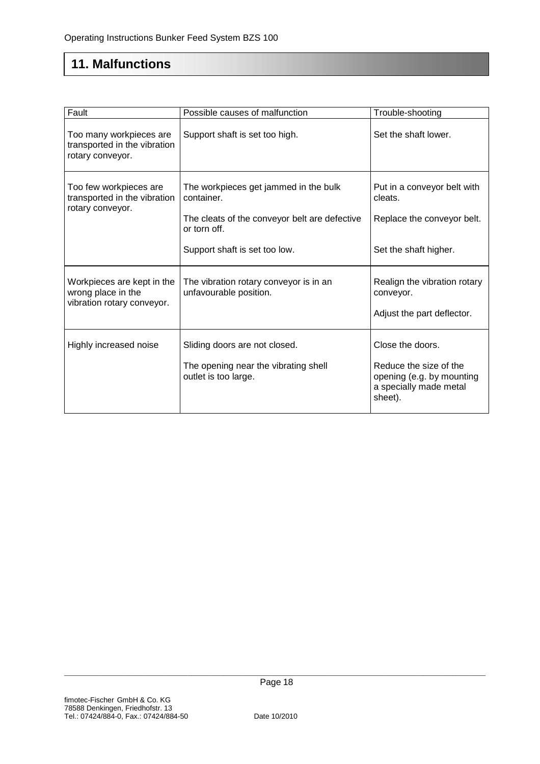## 11. Malfunctions

| Fault | Possible causes of malfunction | Trouble-shooting |
|---|---|---|
| Too many workpieces are transported in the vibration rotary conveyor. | Support shaft is set too high. | Set the shaft lower. |
| Too few workpieces are transported in the vibration rotary conveyor. | The workpieces get jammed in the bulk container.<br><br>The cleats of the conveyor belt are defective or torn off.<br><br>Support shaft is set too low. | Put in a conveyor belt with cleats.<br><br>Replace the conveyor belt.<br><br>Set the shaft higher. |
| Workpieces are kept in the wrong place in the vibration rotary conveyor. | The vibration rotary conveyor is in an unfavourable position. | Realign the vibration rotary conveyor.<br><br>Adjust the part deflector. |
| Highly increased noise | Sliding doors are not closed.<br><br>The opening near the vibrating shell outlet is too large. | Close the doors.<br><br>Reduce the size of the opening (e.g. by mounting a specially made metal sheet). |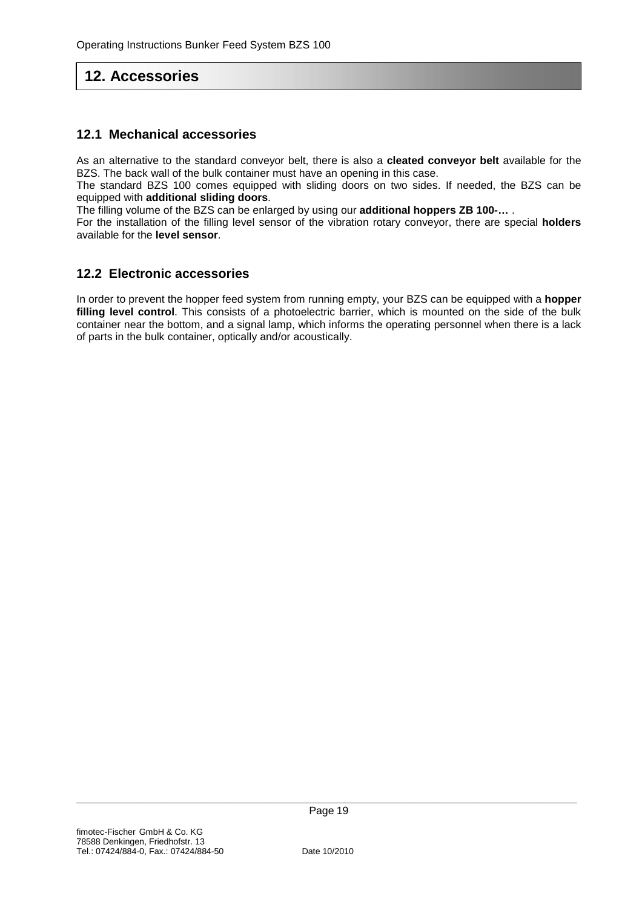# 12. Accessories

## 12.1 Mechanical accessories

As an alternative to the standard conveyor belt, there is also a **cleated conveyor belt** available for the BZS. The back wall of the bulk container must have an opening in this case.
The standard BZS 100 comes equipped with sliding doors on two sides. If needed, the BZS can be equipped with **additional sliding doors**.
The filling volume of the BZS can be enlarged by using our **additional hoppers ZB 100-…** .
For the installation of the filling level sensor of the vibration rotary conveyor, there are special **holders** available for the **level sensor**.

## 12.2 Electronic accessories

In order to prevent the hopper feed system from running empty, your BZS can be equipped with a **hopper filling level control**. This consists of a photoelectric barrier, which is mounted on the side of the bulk container near the bottom, and a signal lamp, which informs the operating personnel when there is a lack of parts in the bulk container, optically and/or acoustically.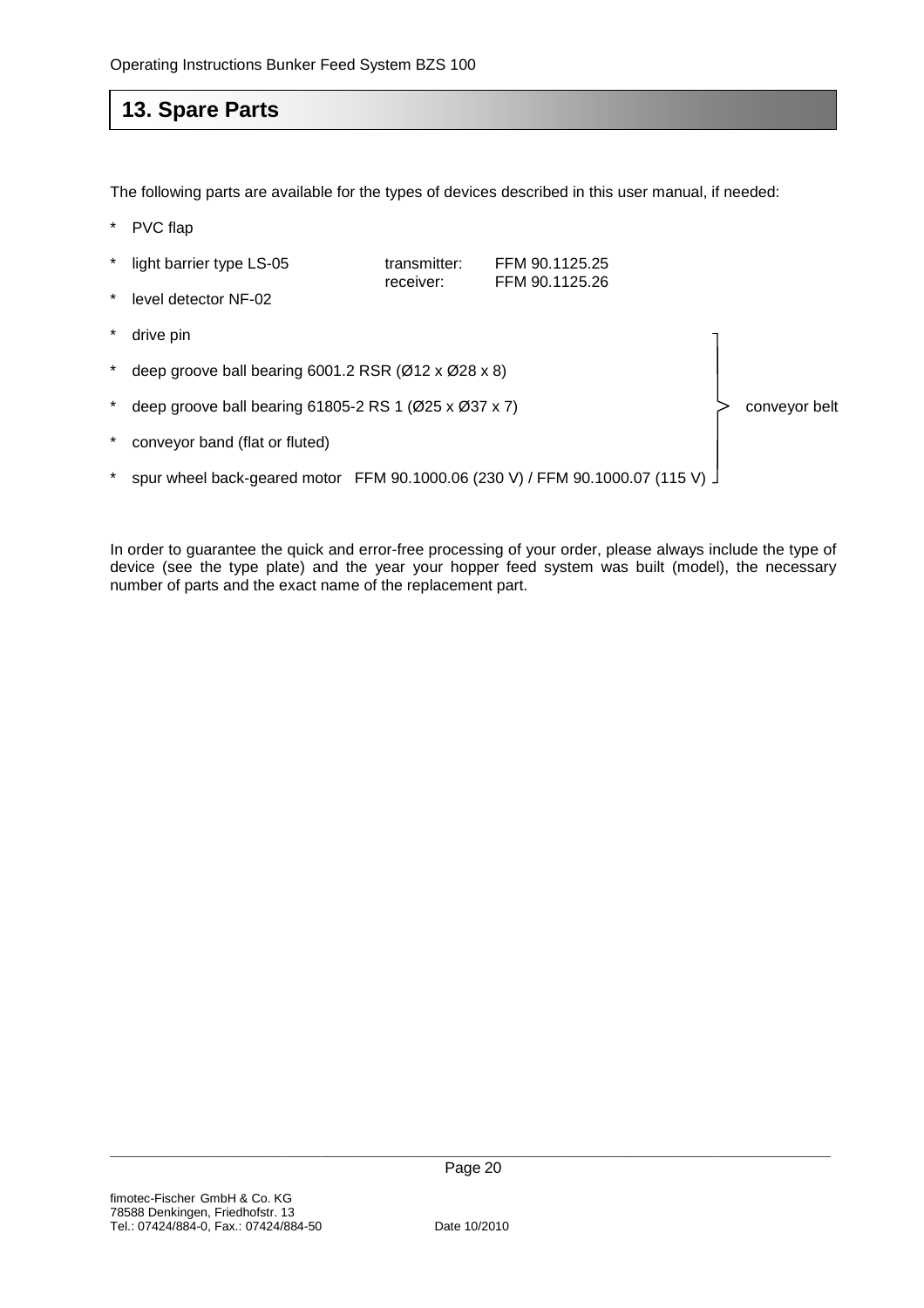## 13. Spare Parts

The following parts are available for the types of devices described in this user manual, if needed:

* PVC flap
* light barrier type LS-05 — transmitter: FFM 90.1125.25, receiver: FFM 90.1125.26
* level detector NF-02
* drive pin
* deep groove ball bearing 6001.2 RSR (Ø12 x Ø28 x 8)
* deep groove ball bearing 61805-2 RS 1 (Ø25 x Ø37 x 7)
* conveyor band (flat or fluted)
* spur wheel back-geared motor FFM 90.1000.06 (230 V) / FFM 90.1000.07 (115 V)

(drive pin, deep groove ball bearings, conveyor band and spur wheel back-geared motor: conveyor belt)

In order to guarantee the quick and error-free processing of your order, please always include the type of device (see the type plate) and the year your hopper feed system was built (model), the necessary number of parts and the exact name of the replacement part.

fimotec-Fischer GmbH & Co. KG
78588 Denkingen, Friedhofstr. 13
Tel.: 07424/884-0, Fax.: 07424/884-50

Date 10/2010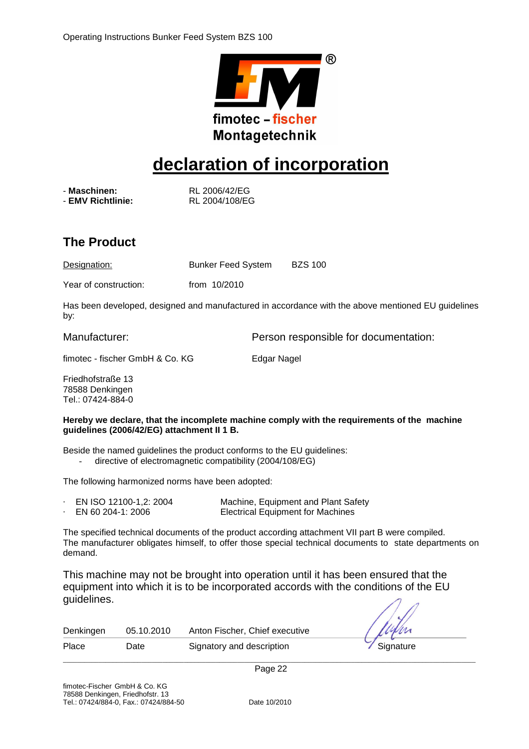fimotec – fischer
Montagetechnik

# declaration of incorporation

- **Maschinen:** RL 2006/42/EG
- **EMV Richtlinie:** RL 2004/108/EG

## The Product

| | | |
|---|---|---|
| Designation: | Bunker Feed System | BZS 100 |
| Year of construction: | from 10/2010 | |

Has been developed, designed and manufactured in accordance with the above mentioned EU guidelines by:

| | |
|---|---|
| Manufacturer: | Person responsible for documentation: |
| fimotec - fischer GmbH & Co. KG | Edgar Nagel |

Friedhofstraße 13
78588 Denkingen
Tel.: 07424-884-0

**Hereby we declare, that the incomplete machine comply with the requirements of the machine guidelines (2006/42/EG) attachment II 1 B.**

Beside the named guidelines the product conforms to the EU guidelines:

- directive of electromagnetic compatibility (2004/108/EG)

The following harmonized norms have been adopted:

| | |
|---|---|
| · EN ISO 12100-1,2: 2004 | Machine, Equipment and Plant Safety |
| · EN 60 204-1: 2006 | Electrical Equipment for Machines |

The specified technical documents of the product according attachment VII part B were compiled.
The manufacturer obligates himself, to offer those special technical documents to state departments on demand.

This machine may not be brought into operation until it has been ensured that the equipment into which it is to be incorporated accords with the conditions of the EU guidelines.

| | | | |
|---|---|---|---|
| Denkingen | 05.10.2010 | Anton Fischer, Chief executive | |
| Place | Date | Signatory and description | Signature |

fimotec-Fischer GmbH & Co. KG
78588 Denkingen, Friedhofstr. 13
Tel.: 07424/884-0, Fax.: 07424/884-50

Date 10/2010